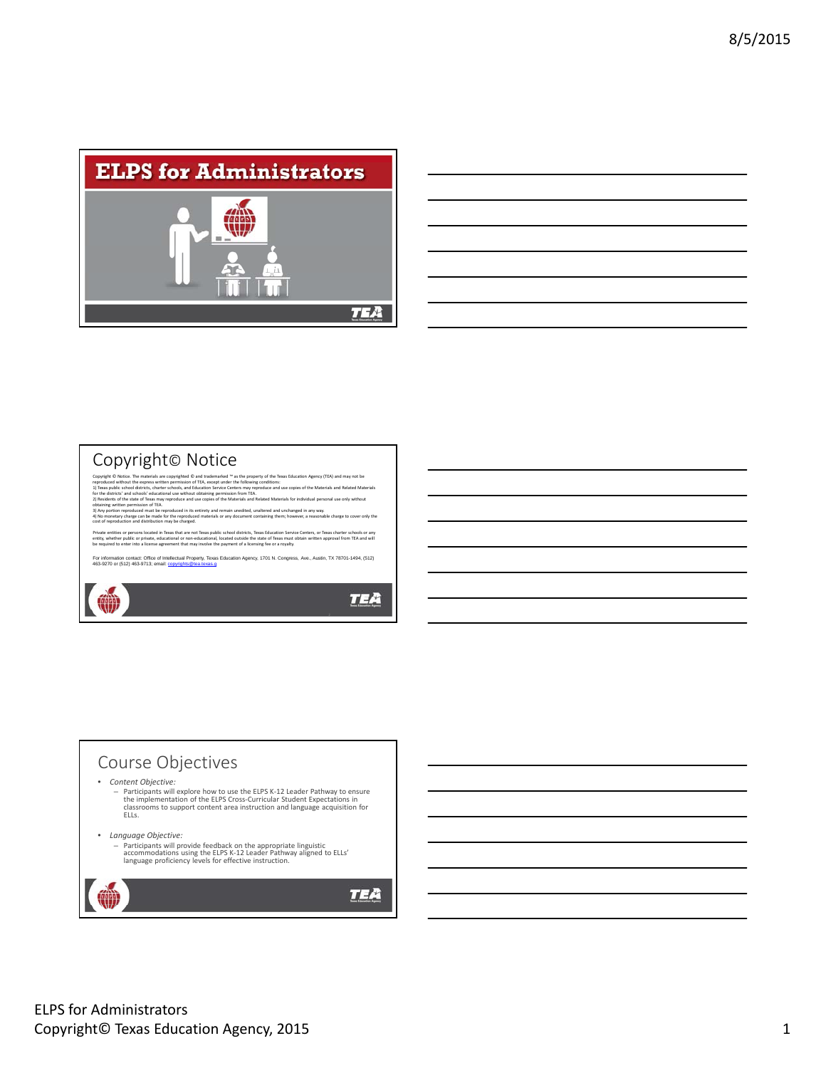# ELPS for Administrators

## Copyright© Notice

Copyright © Notice. The materials are copyrighted © and trademarked ™ as the property of the Texas Education Agency (TEA) and may not be reproduced without the express written permission of TEA, except under the following conditions:
1) Texas public school districts, charter schools, and Education Service Centers may reproduce and use copies of the Materials and Related Materials for the districts' and schools' educational use without obtaining permission from TEA.
2) Residents of the state of Texas may reproduce and use copies of the Materials and Related Materials for individual personal use only without obtaining written permission of TEA.
3) Any portion reproduced must be reproduced in its entirety and remain unedited, unaltered and unchanged in any way.
4) No monetary charge can be made for the reproduced materials or any document containing them; however, a reasonable charge to cover only the cost of reproduction and distribution may be charged.

Private entities or persons located in Texas that are not Texas public school districts, Texas Education Service Centers, or Texas charter schools or any entity, whether public or private, educational or non-educational, located outside the state of Texas must obtain written approval from TEA and will be required to enter into a license agreement that may involve the payment of a licensing fee or a royalty.

For information contact: Office of Intellectual Property, Texas Education Agency, 1701 N. Congress, Ave., Austin, TX 78701-1494, (512) 463-9270 or (512) 463-9713; email: copyrights@tea.texas.g

## Course Objectives

- *Content Objective:*
  - Participants will explore how to use the ELPS K-12 Leader Pathway to ensure the implementation of the ELPS Cross-Curricular Student Expectations in classrooms to support content area instruction and language acquisition for ELLs.
- *Language Objective:*
  - Participants will provide feedback on the appropriate linguistic accommodations using the ELPS K-12 Leader Pathway aligned to ELLs' language proficiency levels for effective instruction.

ELPS for Administrators
Copyright© Texas Education Agency, 2015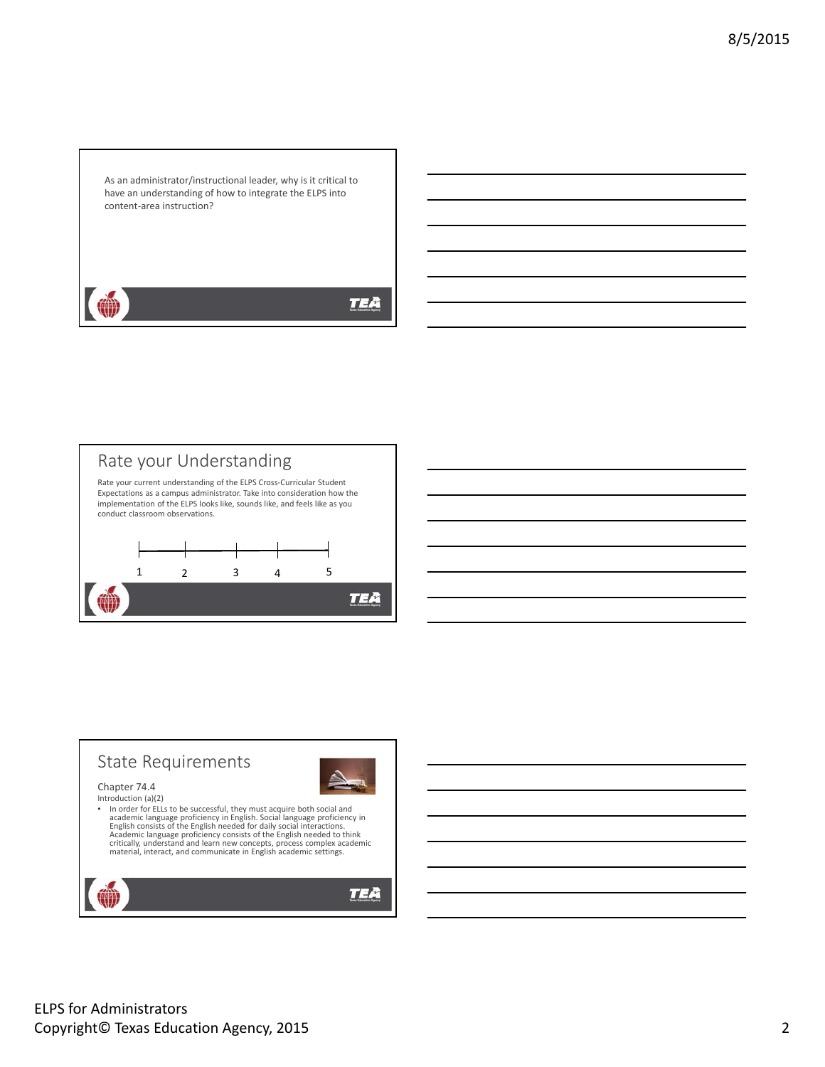As an administrator/instructional leader, why is it critical to have an understanding of how to integrate the ELPS into content-area instruction?

## Rate your Understanding

Rate your current understanding of the ELPS Cross-Curricular Student Expectations as a campus administrator. Take into consideration how the implementation of the ELPS looks like, sounds like, and feels like as you conduct classroom observations.

1 2 3 4 5

## State Requirements

Chapter 74.4

Introduction (a)(2)

- In order for ELLs to be successful, they must acquire both social and academic language proficiency in English. Social language proficiency in English consists of the English needed for daily social interactions. Academic language proficiency consists of the English needed to think critically, understand and learn new concepts, process complex academic material, interact, and communicate in English academic settings.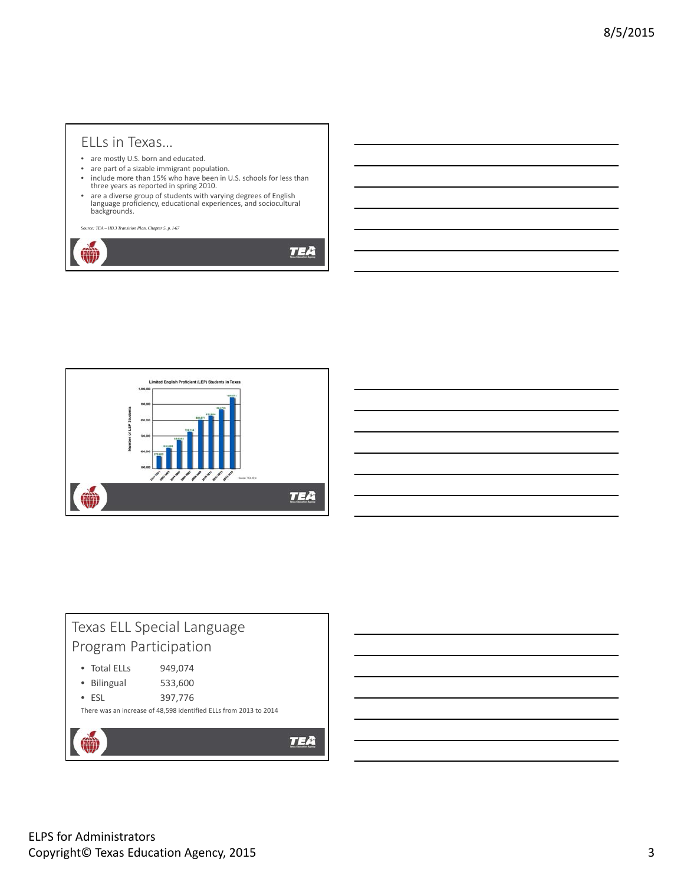## ELLs in Texas…

- are mostly U.S. born and educated.
- are part of a sizable immigrant population.
- include more than 15% who have been in U.S. schools for less than three years as reported in spring 2010.
- are a diverse group of students with varying degrees of English language proficiency, educational experiences, and sociocultural backgrounds.

*Source: TEA – HB 3 Transition Plan, Chapter 5, p. I-67*

**Limited English Proficient (LEP) Students in Texas**

Source: TEA 2014

## Texas ELL Special Language Program Participation

- Total ELLs 949,074
- Bilingual 533,600
- ESL 397,776

There was an increase of 48,598 identified ELLs from 2013 to 2014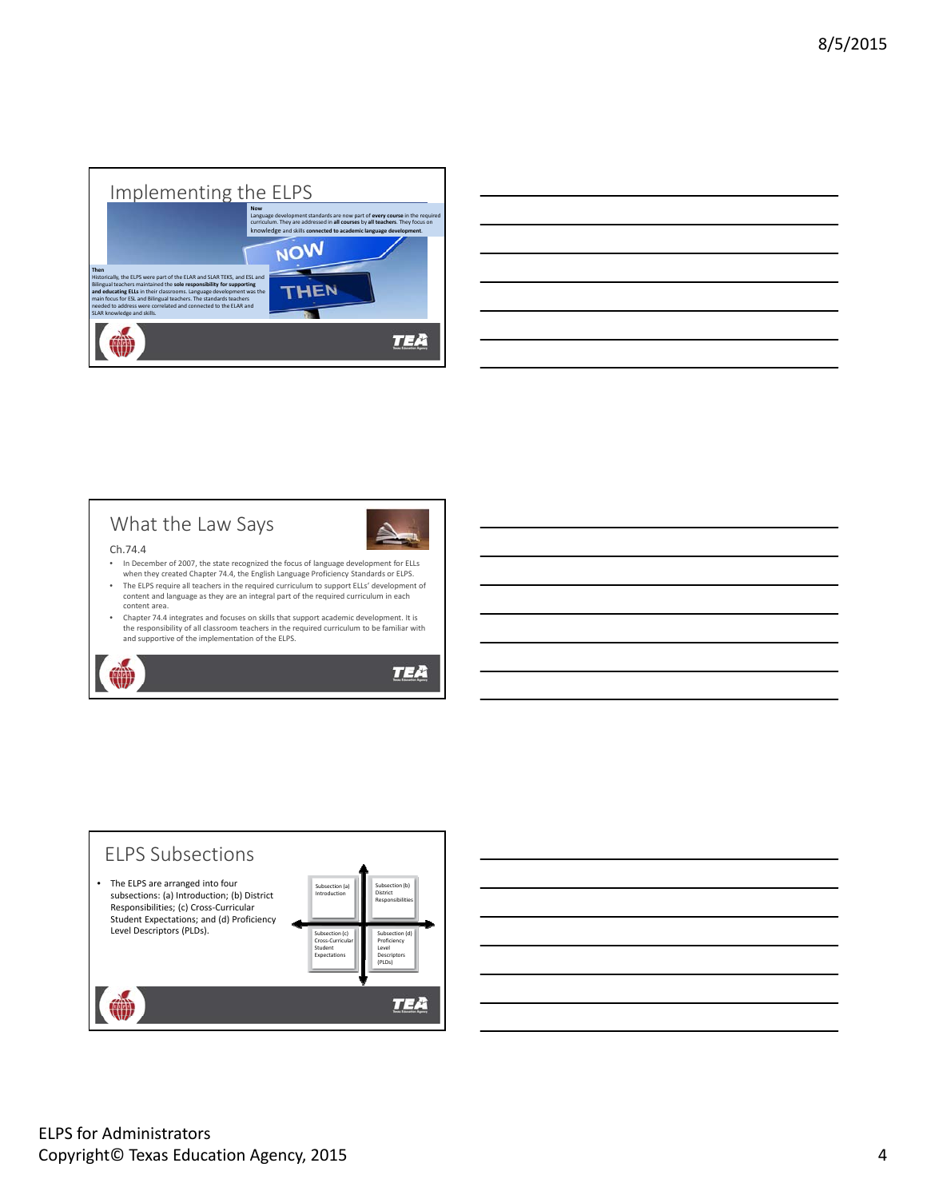## Implementing the ELPS

**Now**
Language development standards are now part of **every course** in the required curriculum. They are addressed in **all courses** by **all teachers**. They focus on knowledge and skills **connected to academic language development**.

**Then**
Historically, the ELPS were part of the ELAR and SLAR TEKS, and ESL and Bilingual teachers maintained the **sole responsibility for supporting and educating ELLs** in their classrooms. Language development was the main focus for ESL and Bilingual teachers. The standards teachers needed to address were correlated and connected to the ELAR and SLAR knowledge and skills.

NOW

THEN

## What the Law Says

Ch.74.4

- In December of 2007, the state recognized the focus of language development for ELLs when they created Chapter 74.4, the English Language Proficiency Standards or ELPS.
- The ELPS require all teachers in the required curriculum to support ELLs' development of content and language as they are an integral part of the required curriculum in each content area.
- Chapter 74.4 integrates and focuses on skills that support academic development. It is the responsibility of all classroom teachers in the required curriculum to be familiar with and supportive of the implementation of the ELPS.

## ELPS Subsections

- The ELPS are arranged into four subsections: (a) Introduction; (b) District Responsibilities; (c) Cross-Curricular Student Expectations; and (d) Proficiency Level Descriptors (PLDs).

| Subsection (a) Introduction | Subsection (b) District Responsibilities |
|---|---|
| Subsection (c) Cross-Curricular Student Expectations | Subsection (d) Proficiency Level Descriptors (PLDs) |

ELPS for Administrators
Copyright© Texas Education Agency, 2015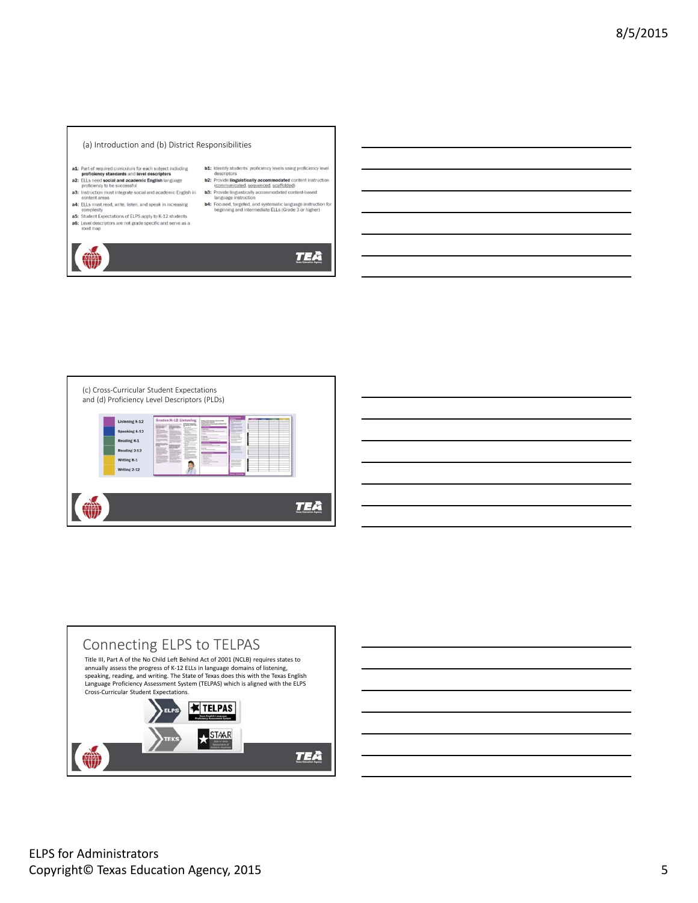## (a) Introduction and (b) District Responsibilities

- **a1:** Part of required curriculum for each subject including **proficiency standards** and **level descriptors**
- **a2:** ELLs need **social and academic English** language proficiency to be successful
- **a3:** Instruction must integrate social and academic English in content areas
- **a4:** ELLs must read, write, listen, and speak in increasing complexity
- **a5:** Student Expectations of ELPS apply to K-12 students
- **a6:** Level descriptors are not grade specific and serve as a road map

- **b1:** Identify students' proficiency levels using proficiency level descriptors
- **b2:** Provide **linguistically accommodated** content instruction (communicated, sequenced, scaffolded)
- **b3:** Provide linguistically accommodated content-based language instruction
- **b4:** Focused, targeted, and systematic language instruction for beginning and intermediate ELLs (Grade 3 or higher)

## (c) Cross-Curricular Student Expectations and (d) Proficiency Level Descriptors (PLDs)

- Listening K-12
- Speaking K-12
- Reading K-1
- Reading 2-12
- Writing K-1
- Writing 2-12

## Connecting ELPS to TELPAS

Title III, Part A of the No Child Left Behind Act of 2001 (NCLB) requires states to annually assess the progress of K-12 ELLs in language domains of listening, speaking, reading, and writing. The State of Texas does this with the Texas English Language Proficiency Assessment System (TELPAS) which is aligned with the ELPS Cross-Curricular Student Expectations.

ELPS → TELPAS

TEKS → STAAR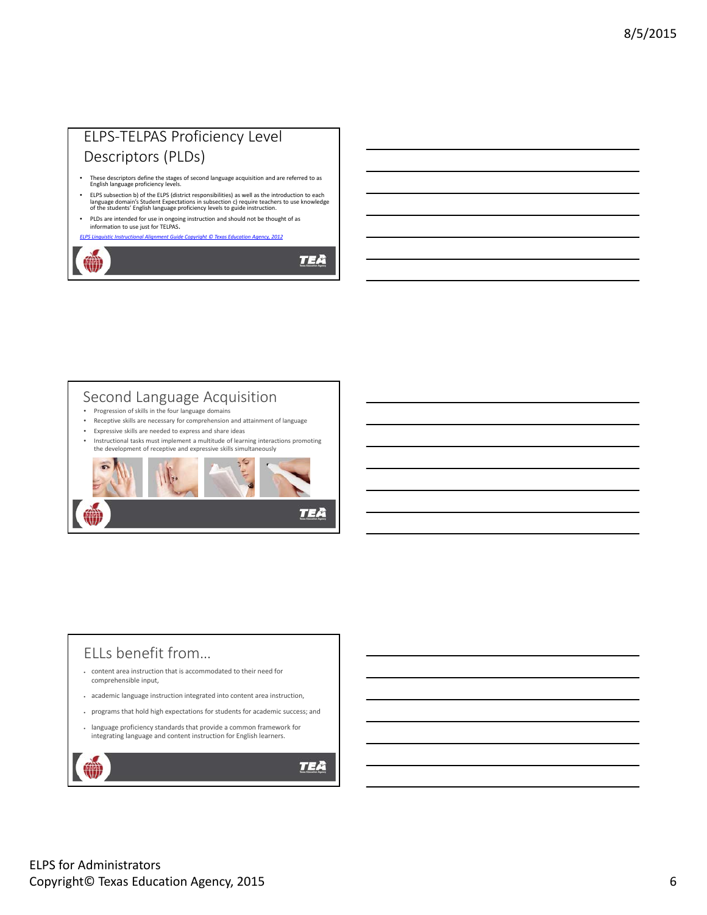## ELPS-TELPAS Proficiency Level Descriptors (PLDs)

- These descriptors define the stages of second language acquisition and are referred to as English language proficiency levels.
- ELPS subsection b) of the ELPS (district responsibilities) as well as the introduction to each language domain's Student Expectations in subsection c) require teachers to use knowledge of the students' English language proficiency levels to guide instruction.
- PLDs are intended for use in ongoing instruction and should not be thought of as information to use just for TELPAS.

*ELPS Linguistic Instructional Alignment Guide Copyright © Texas Education Agency, 2012*

## Second Language Acquisition

- Progression of skills in the four language domains
- Receptive skills are necessary for comprehension and attainment of language
- Expressive skills are needed to express and share ideas
- Instructional tasks must implement a multitude of learning interactions promoting the development of receptive and expressive skills simultaneously

## ELLs benefit from...

- content area instruction that is accommodated to their need for comprehensible input,
- academic language instruction integrated into content area instruction,
- programs that hold high expectations for students for academic success; and
- language proficiency standards that provide a common framework for integrating language and content instruction for English learners.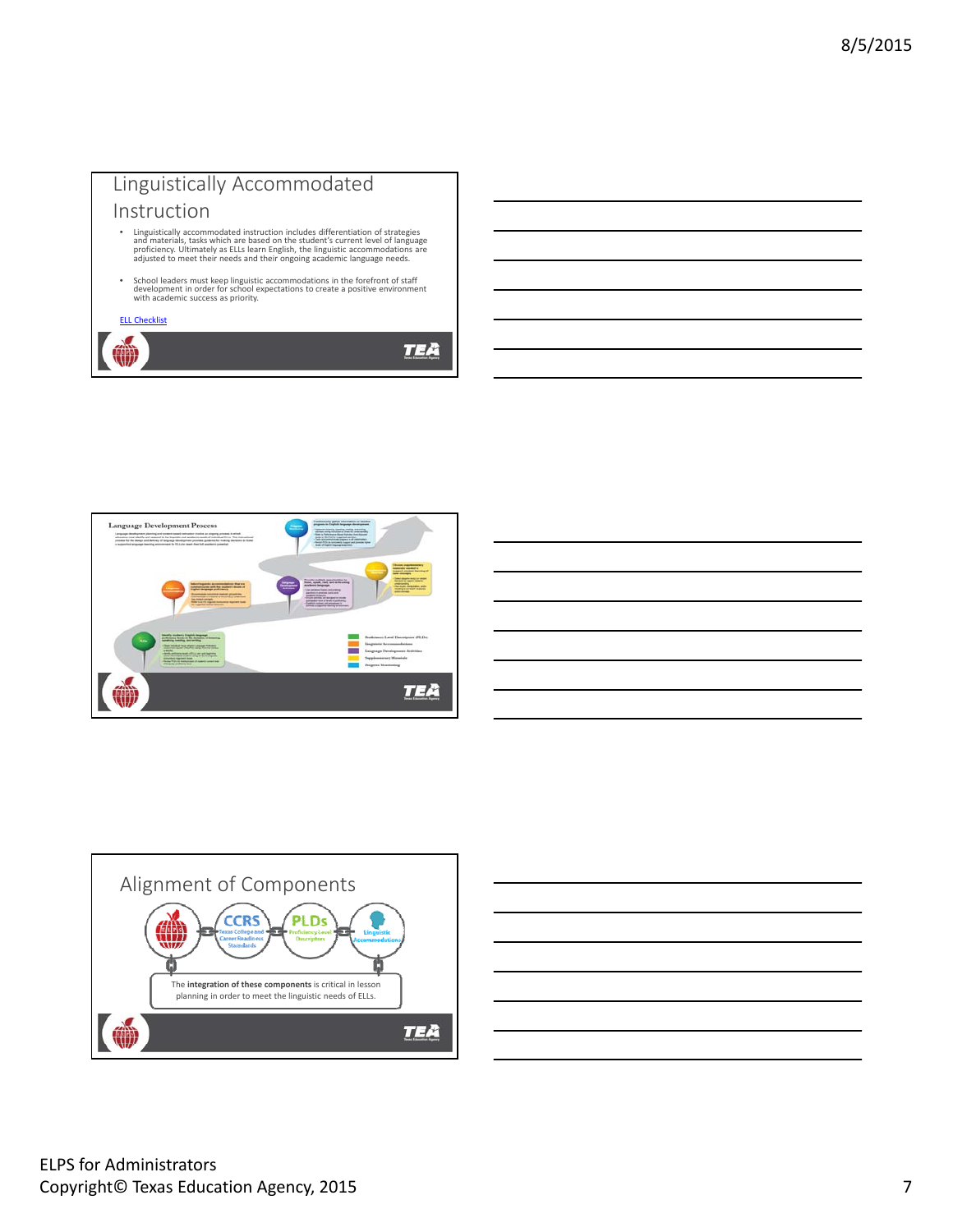## Linguistically Accommodated Instruction

- Linguistically accommodated instruction includes differentiation of strategies and materials, tasks which are based on the student's current level of language proficiency. Ultimately as ELLs learn English, the linguistic accommodations are adjusted to meet their needs and their ongoing academic language needs.
- School leaders must keep linguistic accommodations in the forefront of staff development in order for school expectations to create a positive environment with academic success as priority.

ELL Checklist

## Language Development Process

- Proficiency Level Descriptors (PLDs)
- Linguistic Accommodations
- Language Development Activities
- Supplementary Materials
- Progress Monitoring

## Alignment of Components

CCRS Texas College and Career Readiness Standards

PLDs Proficiency Level Descriptors

Linguistic Accommodations

The **integration of these components** is critical in lesson planning in order to meet the linguistic needs of ELLs.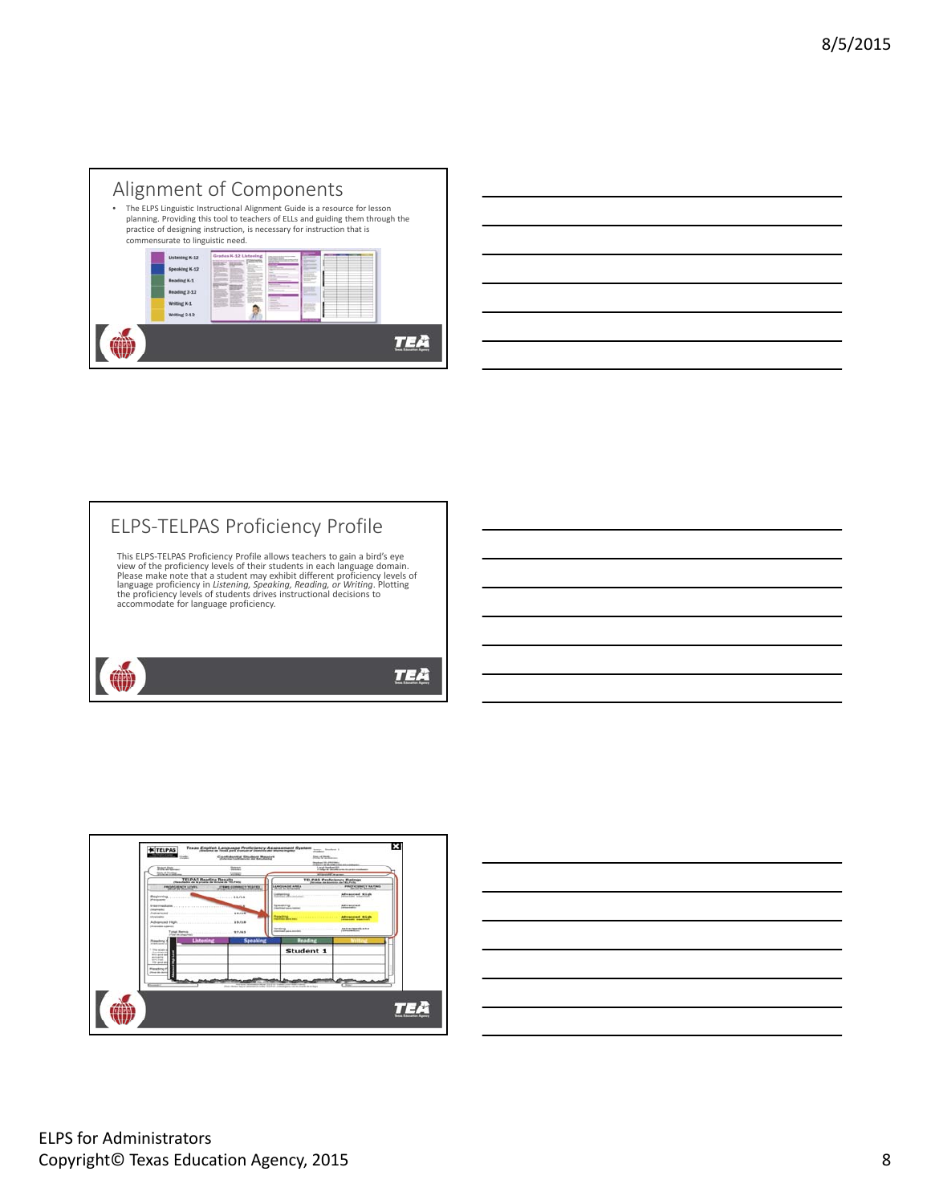## Alignment of Components

- The ELPS Linguistic Instructional Alignment Guide is a resource for lesson planning. Providing this tool to teachers of ELLs and guiding them through the practice of designing instruction, is necessary for instruction that is commensurate to linguistic need.

## ELPS-TELPAS Proficiency Profile

This ELPS-TELPAS Proficiency Profile allows teachers to gain a bird's eye view of the proficiency levels of their students in each language domain. Please make note that a student may exhibit different proficiency levels of language proficiency in *Listening, Speaking, Reading, or Writing*. Plotting the proficiency levels of students drives instructional decisions to accommodate for language proficiency.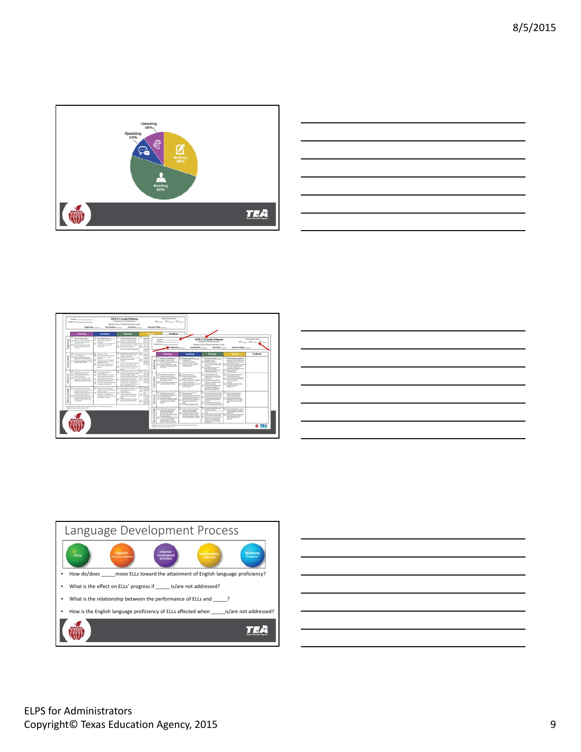Listening 10%

Speaking 10%

Writing 30%

Reading 50%

## Language Development Process

PLDs · Linguistic Accommodations · Language Development Activities · Supplementary Materials · Monitoring Progress

- How do/does _____move ELLs toward the attainment of English language proficiency?
- What is the effect on ELLs' progress if _____ is/are not addressed?
- What is the relationship between the performance of ELLs and _____?
- How is the English language proficiency of ELLs affected when _____is/are not addressed?

ELPS for Administrators
Copyright© Texas Education Agency, 2015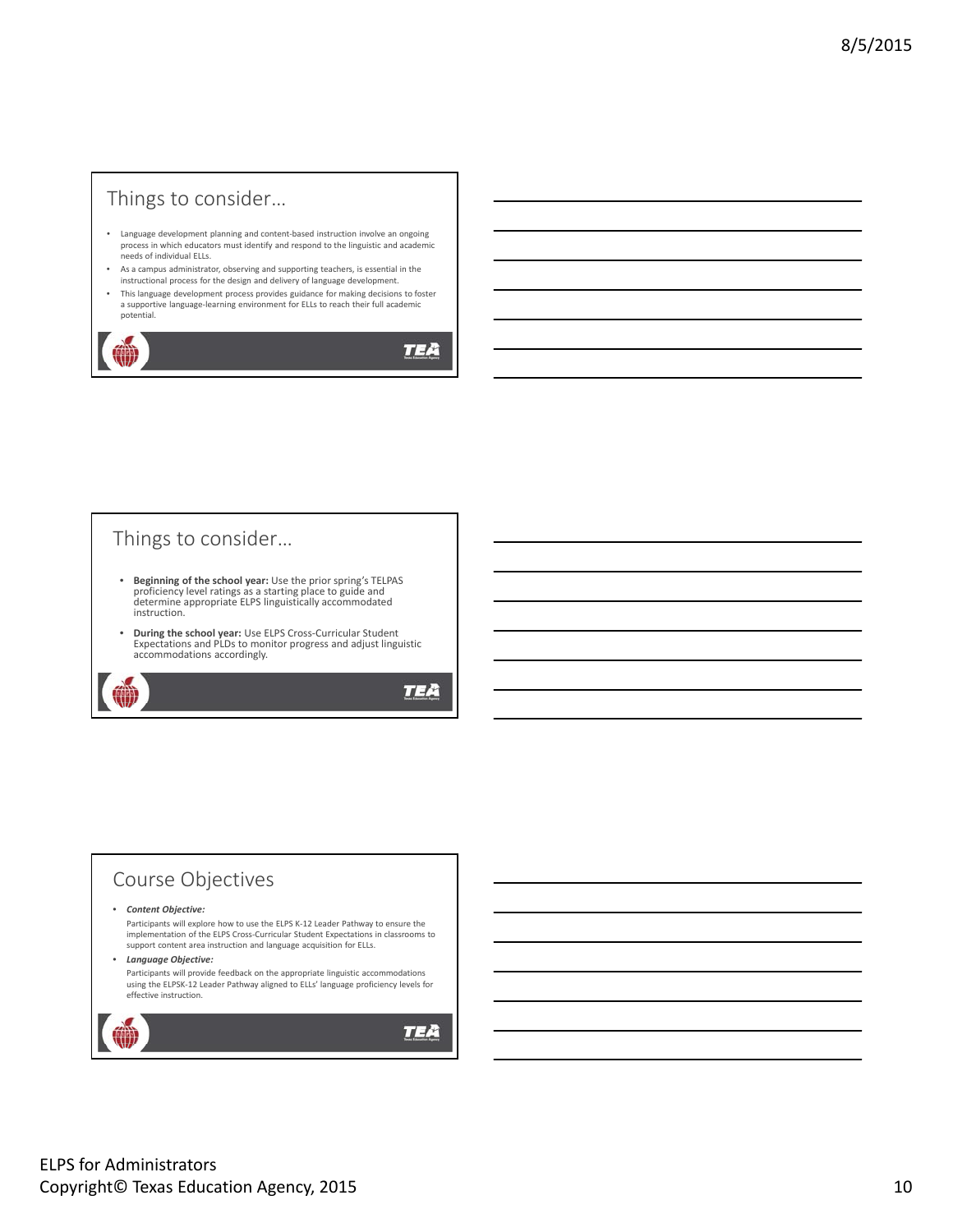## Things to consider…

- Language development planning and content-based instruction involve an ongoing process in which educators must identify and respond to the linguistic and academic needs of individual ELLs.
- As a campus administrator, observing and supporting teachers, is essential in the instructional process for the design and delivery of language development.
- This language development process provides guidance for making decisions to foster a supportive language-learning environment for ELLs to reach their full academic potential.

## Things to consider…

- **Beginning of the school year:** Use the prior spring's TELPAS proficiency level ratings as a starting place to guide and determine appropriate ELPS linguistically accommodated instruction.
- **During the school year:** Use ELPS Cross-Curricular Student Expectations and PLDs to monitor progress and adjust linguistic accommodations accordingly.

## Course Objectives

- ***Content Objective:***
  Participants will explore how to use the ELPS K-12 Leader Pathway to ensure the implementation of the ELPS Cross-Curricular Student Expectations in classrooms to support content area instruction and language acquisition for ELLs.
- ***Language Objective:***
  Participants will provide feedback on the appropriate linguistic accommodations using the ELPSK-12 Leader Pathway aligned to ELLs' language proficiency levels for effective instruction.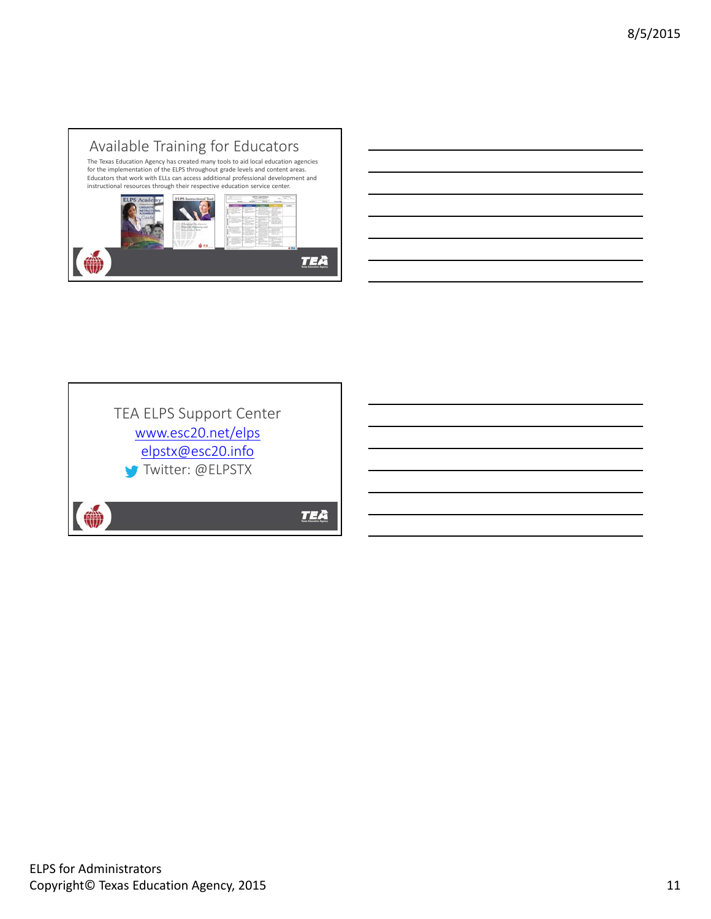## Available Training for Educators

The Texas Education Agency has created many tools to aid local education agencies for the implementation of the ELPS throughout grade levels and content areas. Educators that work with ELLs can access additional professional development and instructional resources through their respective education service center.

## TEA ELPS Support Center

www.esc20.net/elps

elpstx@esc20.info

Twitter: @ELPSTX